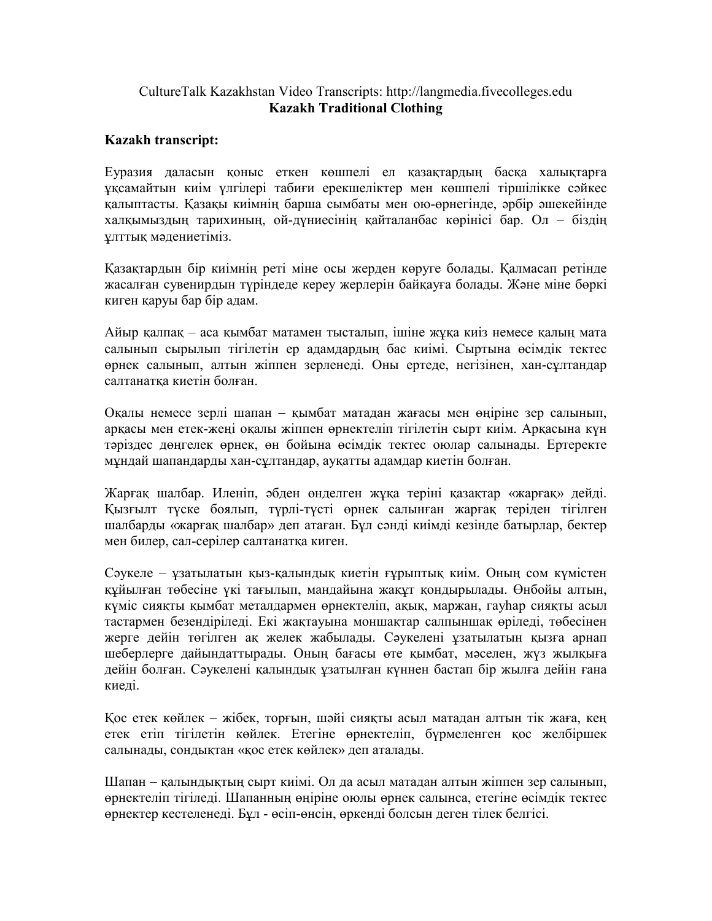CultureTalk Kazakhstan Video Transcripts: http://langmedia.fivecolleges.edu

**Kazakh Traditional Clothing**

**Kazakh transcript:**

Еуразия даласын қоныс еткен көшпелі ел қазақтардың басқа халықтарға ұқсамайтын киім үлгілері табиғи ерекшеліктер мен көшпелі тіршілікке сәйкес қалыптасты. Қазақы киімнің барша сымбаты мен ою-өрнегінде, әрбір әшекейінде халқымыздың тарихиның, ой-дүниесінің қайталанбас көрінісі бар. Ол – біздің ұлттық мәдениетіміз.

Қазақтардын бір киімнің реті міне осы жерден көруге болады. Қалмасап ретінде жасалған сувенирдын түріндеде кереу жерлерін байқауға болады. Және міне бөркі киген қаруы бар бір адам.

Айыр қалпақ – аса қымбат матамен тысталып, ішіне жұқа киіз немесе қалың мата салынып сырылып тігілетін ер адамдардың бас киімі. Сыртына өсімдік тектес өрнек салынып, алтын жіппен зерленеді. Оны ертеде, негізінен, хан-сұлтандар салтанатқа киетін болған.

Оқалы немесе зерлі шапан – қымбат матадан жағасы мен өңіріне зер салынып, арқасы мен етек-жеңі оқалы жіппен өрнектеліп тігілетін сырт киім. Арқасына күн тәріздес дөңгелек өрнек, өн бойына өсімдік тектес оюлар салынады. Ертеректе мұндай шапандарды хан-сұлтандар, ауқатты адамдар киетін болған.

Жарғақ шалбар. Иленіп, әбден өңделген жұқа теріні қазақтар «жарғақ» дейді. Қызғылт түске боялып, түрлі-түсті өрнек салынған жарғақ теріден тігілген шалбарды «жарғақ шалбар» деп атаған. Бұл сәнді киімді кезінде батырлар, бектер мен билер, сал-серілер салтанатқа киген.

Сәукеле – ұзатылатын қыз-қалындық киетін ғұрыптық киім. Оның сом күмістен құйылған төбесіне үкі тағылып, мандайына жақұт қондырылады. Өнбойы алтын, күміс сияқты қымбат металдармен өрнектеліп, ақық, маржан, гауһар сияқты асыл тастармен безендіріледі. Екі жақтауына моншақтар салпыншақ өріледі, төбесінен жерге дейін төгілген ақ желек жабылады. Сәукелені ұзатылатын қызға арнап шеберлерге дайындаттырады. Оның бағасы өте қымбат, мәселен, жүз жылқыға дейін болған. Сәукелені қалындық ұзатылған күннен бастап бір жылға дейін ғана киеді.

Қос етек көйлек – жібек, торғын, шәйі сияқты асыл матадан алтын тік жаға, кең етек етіп тігілетін көйлек. Етегіне өрнектеліп, бүрмеленген қос желбіршек салынады, сондықтан «қос етек көйлек» деп аталады.

Шапан – қалыңдықтың сырт киімі. Ол да асыл матадан алтын жіппен зер салынып, өрнектеліп тігіледі. Шапанның өңіріне оюлы өрнек салынса, етегіне өсімдік тектес өрнектер кестеленеді. Бұл - өсіп-өнсін, өркенді болсын деген тілек белгісі.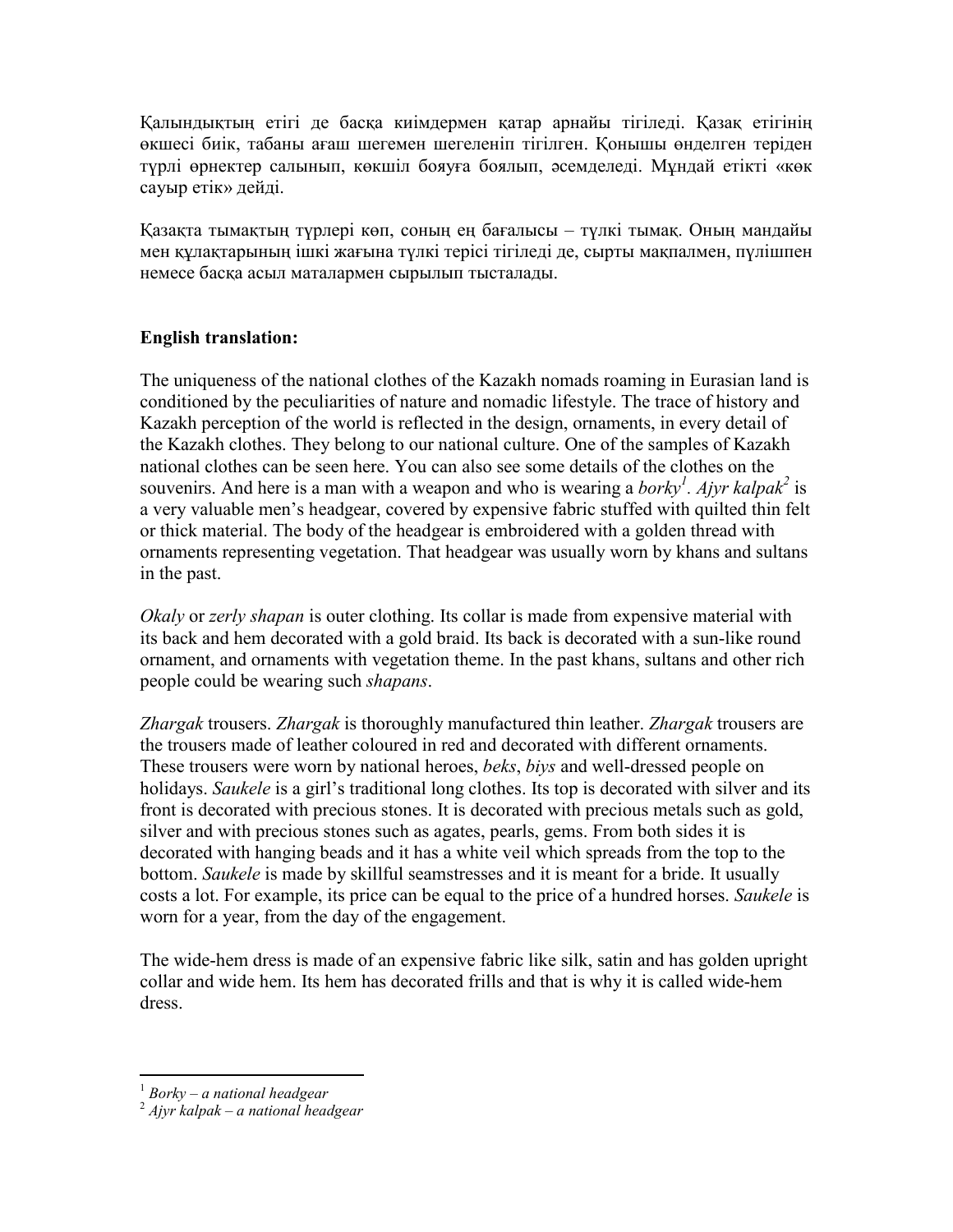Қалындықтың етігі де басқа киімдермен қатар арнайы тігіледі. Қазақ етігінің өкшесі биік, табаны ағаш шегемен шегеленіп тігілген. Қонышы өнделген теріден түрлі өрнектер салынып, көкшіл бояуға боялып, әсемделеді. Мұндай етікті «көк сауыр етік» дейді.

Қазақта тымақтың түрлері көп, соның ең бағалысы – түлкі тымақ. Оның мандайы мен құлақтарының ішкі жағына түлкі терісі тігіледі де, сырты мақпалмен, пүлішпен немесе басқа асыл маталармен сырылып тысталады.

**English translation:**

The uniqueness of the national clothes of the Kazakh nomads roaming in Eurasian land is conditioned by the peculiarities of nature and nomadic lifestyle. The trace of history and Kazakh perception of the world is reflected in the design, ornaments, in every detail of the Kazakh clothes. They belong to our national culture. One of the samples of Kazakh national clothes can be seen here. You can also see some details of the clothes on the souvenirs. And here is a man with a weapon and who is wearing a *borky*[1]. *Ajyr kalpak*[2] is a very valuable men's headgear, covered by expensive fabric stuffed with quilted thin felt or thick material. The body of the headgear is embroidered with a golden thread with ornaments representing vegetation. That headgear was usually worn by khans and sultans in the past.

*Okaly* or *zerly shapan* is outer clothing. Its collar is made from expensive material with its back and hem decorated with a gold braid. Its back is decorated with a sun-like round ornament, and ornaments with vegetation theme. In the past khans, sultans and other rich people could be wearing such *shapans*.

*Zhargak* trousers. *Zhargak* is thoroughly manufactured thin leather. *Zhargak* trousers are the trousers made of leather coloured in red and decorated with different ornaments. These trousers were worn by national heroes, *beks*, *biys* and well-dressed people on holidays. *Saukele* is a girl's traditional long clothes. Its top is decorated with silver and its front is decorated with precious stones. It is decorated with precious metals such as gold, silver and with precious stones such as agates, pearls, gems. From both sides it is decorated with hanging beads and it has a white veil which spreads from the top to the bottom. *Saukele* is made by skillful seamstresses and it is meant for a bride. It usually costs a lot. For example, its price can be equal to the price of a hundred horses. *Saukele* is worn for a year, from the day of the engagement.

The wide-hem dress is made of an expensive fabric like silk, satin and has golden upright collar and wide hem. Its hem has decorated frills and that is why it is called wide-hem dress.

[1] *Borky – a national headgear*
[2] *Ajyr kalpak – a national headgear*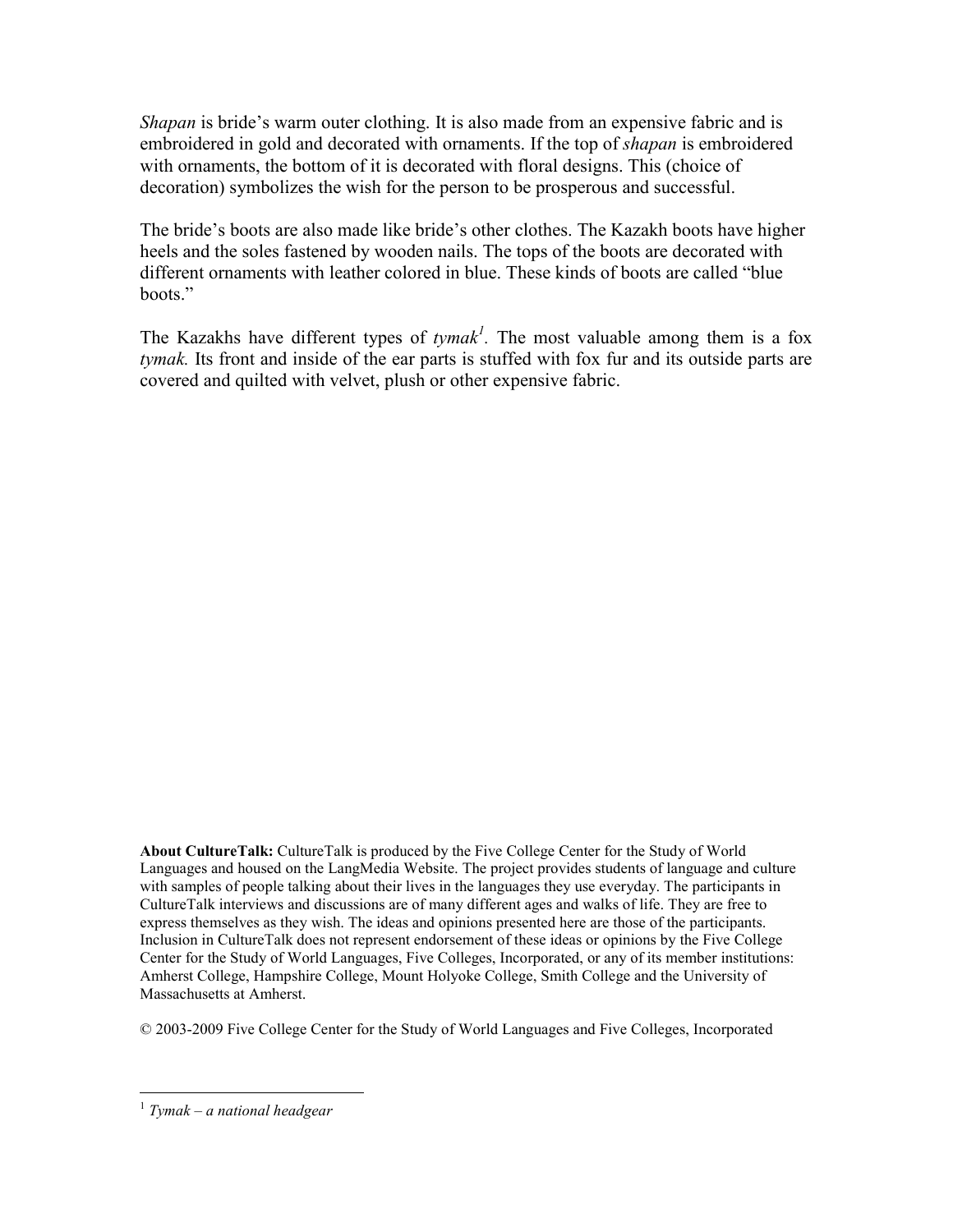*Shapan* is bride's warm outer clothing. It is also made from an expensive fabric and is embroidered in gold and decorated with ornaments. If the top of *shapan* is embroidered with ornaments, the bottom of it is decorated with floral designs. This (choice of decoration) symbolizes the wish for the person to be prosperous and successful.

The bride's boots are also made like bride's other clothes. The Kazakh boots have higher heels and the soles fastened by wooden nails. The tops of the boots are decorated with different ornaments with leather colored in blue. These kinds of boots are called "blue boots."

The Kazakhs have different types of *tymak*[1]. The most valuable among them is a fox *tymak.* Its front and inside of the ear parts is stuffed with fox fur and its outside parts are covered and quilted with velvet, plush or other expensive fabric.

**About CultureTalk:** CultureTalk is produced by the Five College Center for the Study of World Languages and housed on the LangMedia Website. The project provides students of language and culture with samples of people talking about their lives in the languages they use everyday. The participants in CultureTalk interviews and discussions are of many different ages and walks of life. They are free to express themselves as they wish. The ideas and opinions presented here are those of the participants. Inclusion in CultureTalk does not represent endorsement of these ideas or opinions by the Five College Center for the Study of World Languages, Five Colleges, Incorporated, or any of its member institutions: Amherst College, Hampshire College, Mount Holyoke College, Smith College and the University of Massachusetts at Amherst.

© 2003-2009 Five College Center for the Study of World Languages and Five Colleges, Incorporated

---

[1] *Tymak – a national headgear*